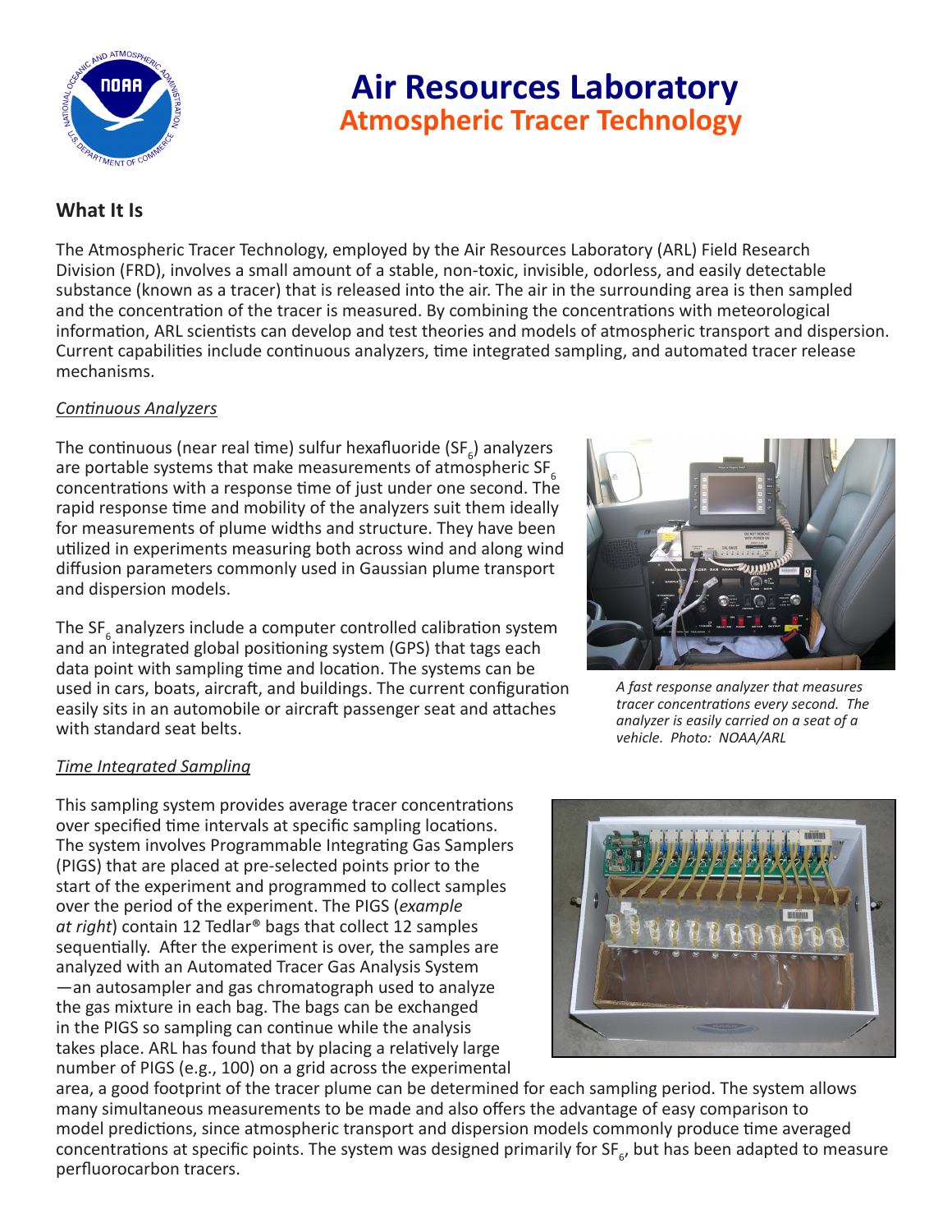# Air Resources Laboratory
## Atmospheric Tracer Technology

### What It Is

The Atmospheric Tracer Technology, employed by the Air Resources Laboratory (ARL) Field Research Division (FRD), involves a small amount of a stable, non-toxic, invisible, odorless, and easily detectable substance (known as a tracer) that is released into the air. The air in the surrounding area is then sampled and the concentration of the tracer is measured. By combining the concentrations with meteorological information, ARL scientists can develop and test theories and models of atmospheric transport and dispersion. Current capabilities include continuous analyzers, time integrated sampling, and automated tracer release mechanisms.

*Continuous Analyzers*

The continuous (near real time) sulfur hexafluoride ($SF_6$) analyzers are portable systems that make measurements of atmospheric $SF_6$ concentrations with a response time of just under one second. The rapid response time and mobility of the analyzers suit them ideally for measurements of plume widths and structure. They have been utilized in experiments measuring both across wind and along wind diffusion parameters commonly used in Gaussian plume transport and dispersion models.

The $SF_6$ analyzers include a computer controlled calibration system and an integrated global positioning system (GPS) that tags each data point with sampling time and location. The systems can be used in cars, boats, aircraft, and buildings. The current configuration easily sits in an automobile or aircraft passenger seat and attaches with standard seat belts.

*A fast response analyzer that measures tracer concentrations every second. The analyzer is easily carried on a seat of a vehicle. Photo: NOAA/ARL*

*Time Integrated Sampling*

This sampling system provides average tracer concentrations over specified time intervals at specific sampling locations. The system involves Programmable Integrating Gas Samplers (PIGS) that are placed at pre-selected points prior to the start of the experiment and programmed to collect samples over the period of the experiment. The PIGS (*example at right*) contain 12 Tedlar® bags that collect 12 samples sequentially. After the experiment is over, the samples are analyzed with an Automated Tracer Gas Analysis System —an autosampler and gas chromatograph used to analyze the gas mixture in each bag. The bags can be exchanged in the PIGS so sampling can continue while the analysis takes place. ARL has found that by placing a relatively large number of PIGS (e.g., 100) on a grid across the experimental area, a good footprint of the tracer plume can be determined for each sampling period. The system allows many simultaneous measurements to be made and also offers the advantage of easy comparison to model predictions, since atmospheric transport and dispersion models commonly produce time averaged concentrations at specific points. The system was designed primarily for $SF_6$, but has been adapted to measure perfluorocarbon tracers.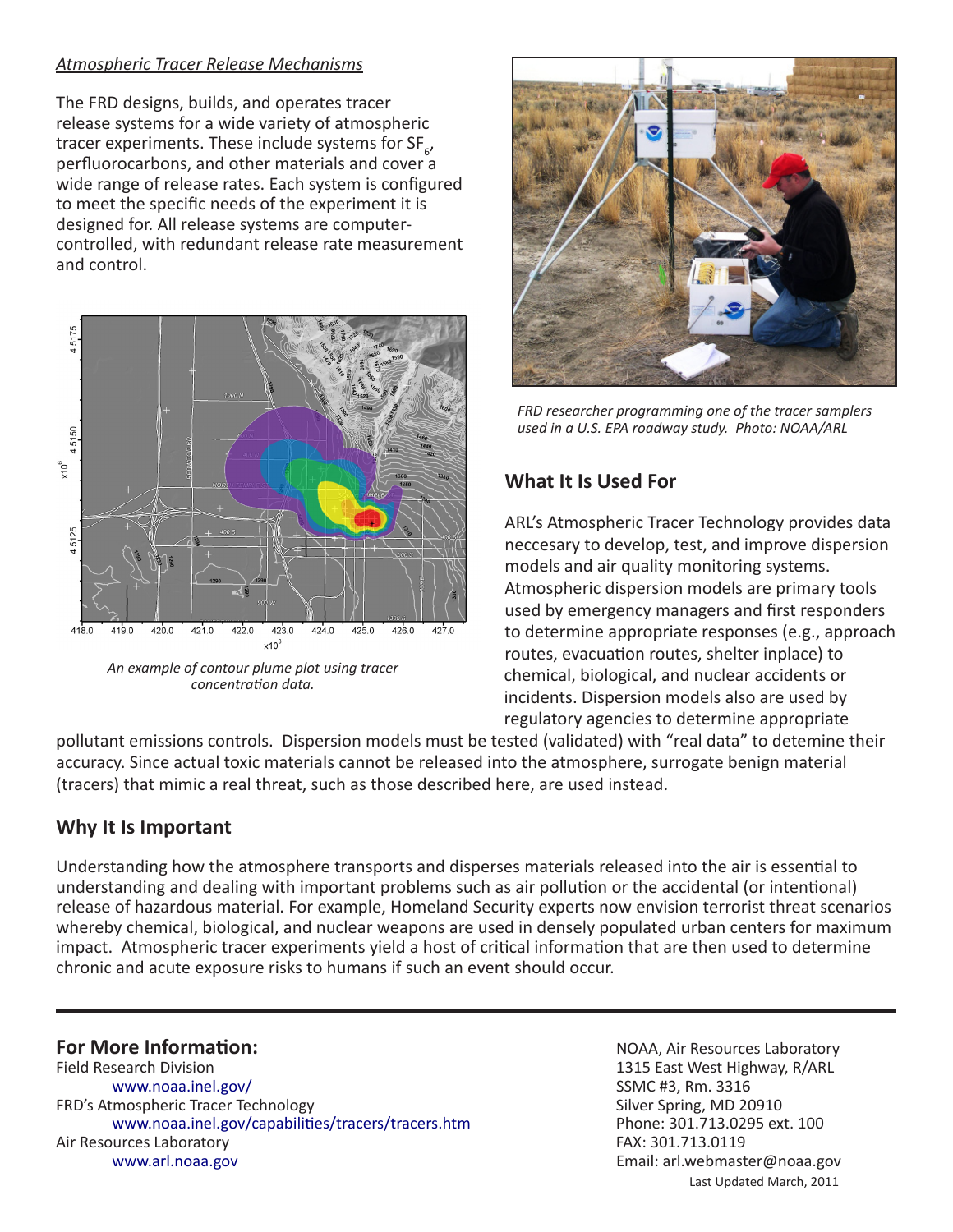*Atmospheric Tracer Release Mechanisms*

The FRD designs, builds, and operates tracer release systems for a wide variety of atmospheric tracer experiments. These include systems for $SF_6$, perfluorocarbons, and other materials and cover a wide range of release rates. Each system is configured to meet the specific needs of the experiment it is designed for. All release systems are computer-controlled, with redundant release rate measurement and control.

*An example of contour plume plot using tracer concentration data.*

*FRD researcher programming one of the tracer samplers used in a U.S. EPA roadway study. Photo: NOAA/ARL*

## What It Is Used For

ARL's Atmospheric Tracer Technology provides data neccesary to develop, test, and improve dispersion models and air quality monitoring systems. Atmospheric dispersion models are primary tools used by emergency managers and first responders to determine appropriate responses (e.g., approach routes, evacuation routes, shelter inplace) to chemical, biological, and nuclear accidents or incidents. Dispersion models also are used by regulatory agencies to determine appropriate pollutant emissions controls. Dispersion models must be tested (validated) with "real data" to detemine their accuracy. Since actual toxic materials cannot be released into the atmosphere, surrogate benign material (tracers) that mimic a real threat, such as those described here, are used instead.

## Why It Is Important

Understanding how the atmosphere transports and disperses materials released into the air is essential to understanding and dealing with important problems such as air pollution or the accidental (or intentional) release of hazardous material. For example, Homeland Security experts now envision terrorist threat scenarios whereby chemical, biological, and nuclear weapons are used in densely populated urban centers for maximum impact. Atmospheric tracer experiments yield a host of critical information that are then used to determine chronic and acute exposure risks to humans if such an event should occur.

---

## For More Information:

Field Research Division
www.noaa.inel.gov/
FRD's Atmospheric Tracer Technology
www.noaa.inel.gov/capabilities/tracers/tracers.htm
Air Resources Laboratory
www.arl.noaa.gov

NOAA, Air Resources Laboratory
1315 East West Highway, R/ARL
SSMC #3, Rm. 3316
Silver Spring, MD 20910
Phone: 301.713.0295 ext. 100
FAX: 301.713.0119
Email: arl.webmaster@noaa.gov

Last Updated March, 2011